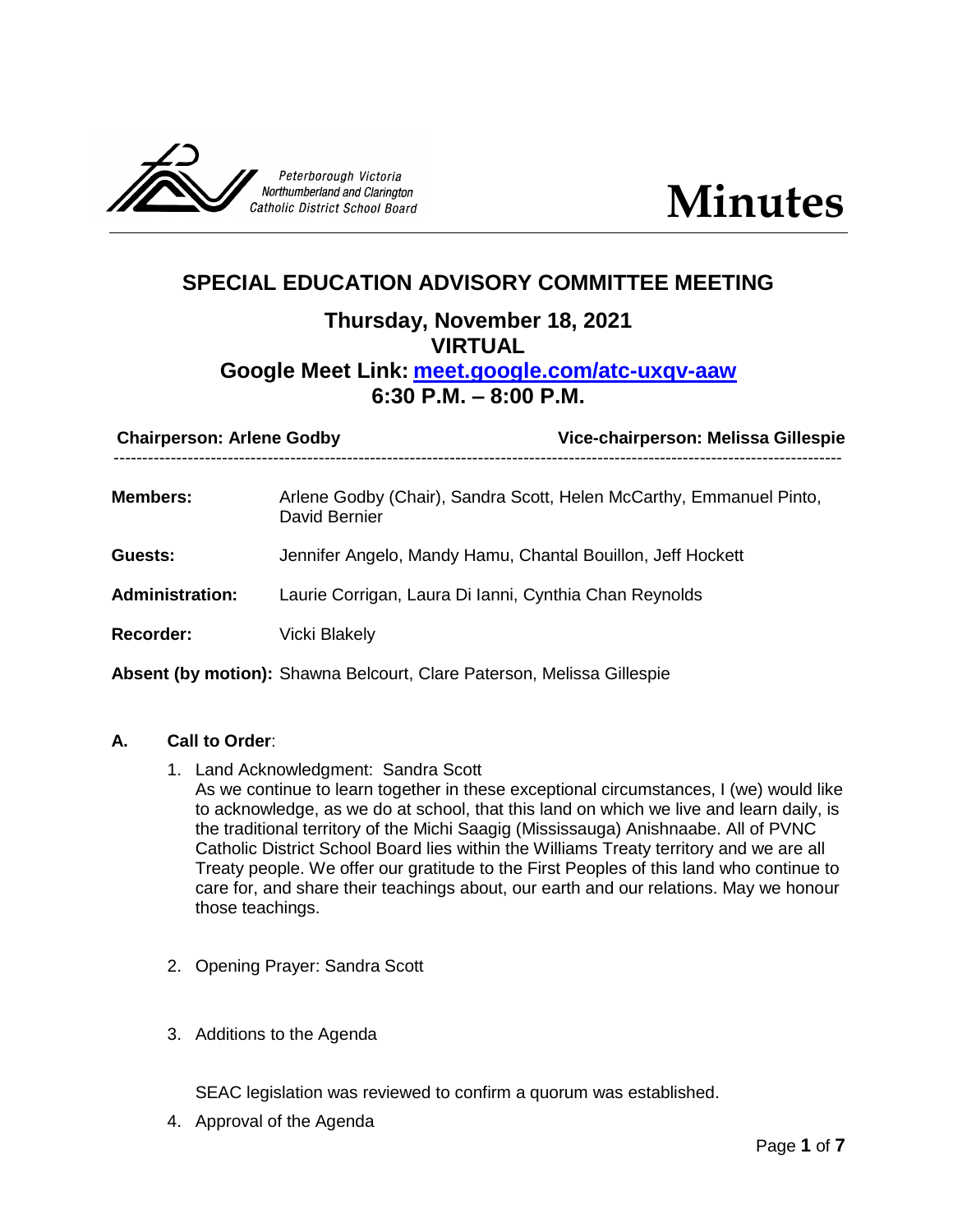Peterborough Victoria Northumberland and Clarington Catholic District School Board

# Minutes

## SPECIAL EDUCATION ADVISORY COMMITTEE MEETING

### Thursday, November 18, 2021
### VIRTUAL
### Google Meet Link: [meet.google.com/atc-uxqv-aaw](https://meet.google.com/atc-uxqv-aaw)
### 6:30 P.M. – 8:00 P.M.

**Chairperson: Arlene Godby** **Vice-chairperson: Melissa Gillespie**

---

**Members:** Arlene Godby (Chair), Sandra Scott, Helen McCarthy, Emmanuel Pinto, David Bernier

**Guests:** Jennifer Angelo, Mandy Hamu, Chantal Bouillon, Jeff Hockett

**Administration:** Laurie Corrigan, Laura Di Ianni, Cynthia Chan Reynolds

**Recorder:** Vicki Blakely

**Absent (by motion):** Shawna Belcourt, Clare Paterson, Melissa Gillespie

**A. Call to Order**:

1. Land Acknowledgment: Sandra Scott
   As we continue to learn together in these exceptional circumstances, I (we) would like to acknowledge, as we do at school, that this land on which we live and learn daily, is the traditional territory of the Michi Saagig (Mississauga) Anishnaabe. All of PVNC Catholic District School Board lies within the Williams Treaty territory and we are all Treaty people. We offer our gratitude to the First Peoples of this land who continue to care for, and share their teachings about, our earth and our relations. May we honour those teachings.

2. Opening Prayer: Sandra Scott

3. Additions to the Agenda

   SEAC legislation was reviewed to confirm a quorum was established.

4. Approval of the Agenda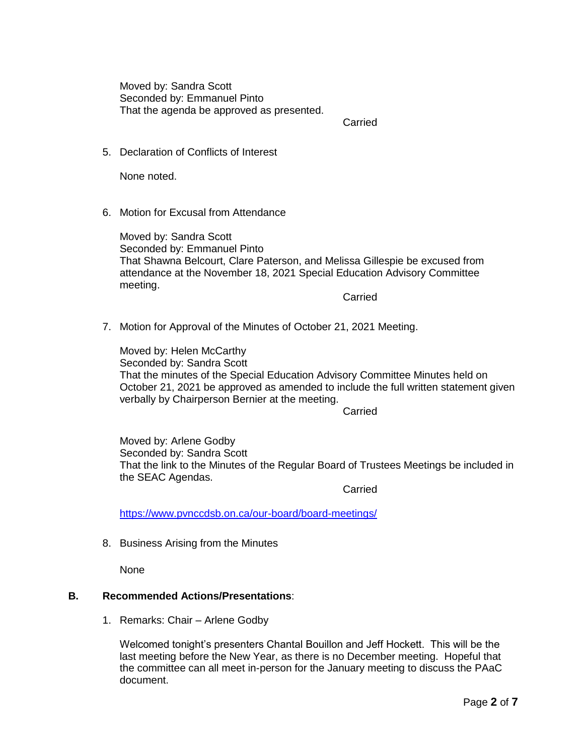Moved by: Sandra Scott
Seconded by: Emmanuel Pinto
That the agenda be approved as presented.

Carried

5. Declaration of Conflicts of Interest

   None noted.

6. Motion for Excusal from Attendance

   Moved by: Sandra Scott
   Seconded by: Emmanuel Pinto
   That Shawna Belcourt, Clare Paterson, and Melissa Gillespie be excused from attendance at the November 18, 2021 Special Education Advisory Committee meeting.

   Carried

7. Motion for Approval of the Minutes of October 21, 2021 Meeting.

   Moved by: Helen McCarthy
   Seconded by: Sandra Scott
   That the minutes of the Special Education Advisory Committee Minutes held on October 21, 2021 be approved as amended to include the full written statement given verbally by Chairperson Bernier at the meeting.

   Carried

   Moved by: Arlene Godby
   Seconded by: Sandra Scott
   That the link to the Minutes of the Regular Board of Trustees Meetings be included in the SEAC Agendas.

   Carried

   https://www.pvnccdsb.on.ca/our-board/board-meetings/

8. Business Arising from the Minutes

   None

## B. Recommended Actions/Presentations:

1. Remarks: Chair – Arlene Godby

   Welcomed tonight's presenters Chantal Bouillon and Jeff Hockett. This will be the last meeting before the New Year, as there is no December meeting. Hopeful that the committee can all meet in-person for the January meeting to discuss the PAaC document.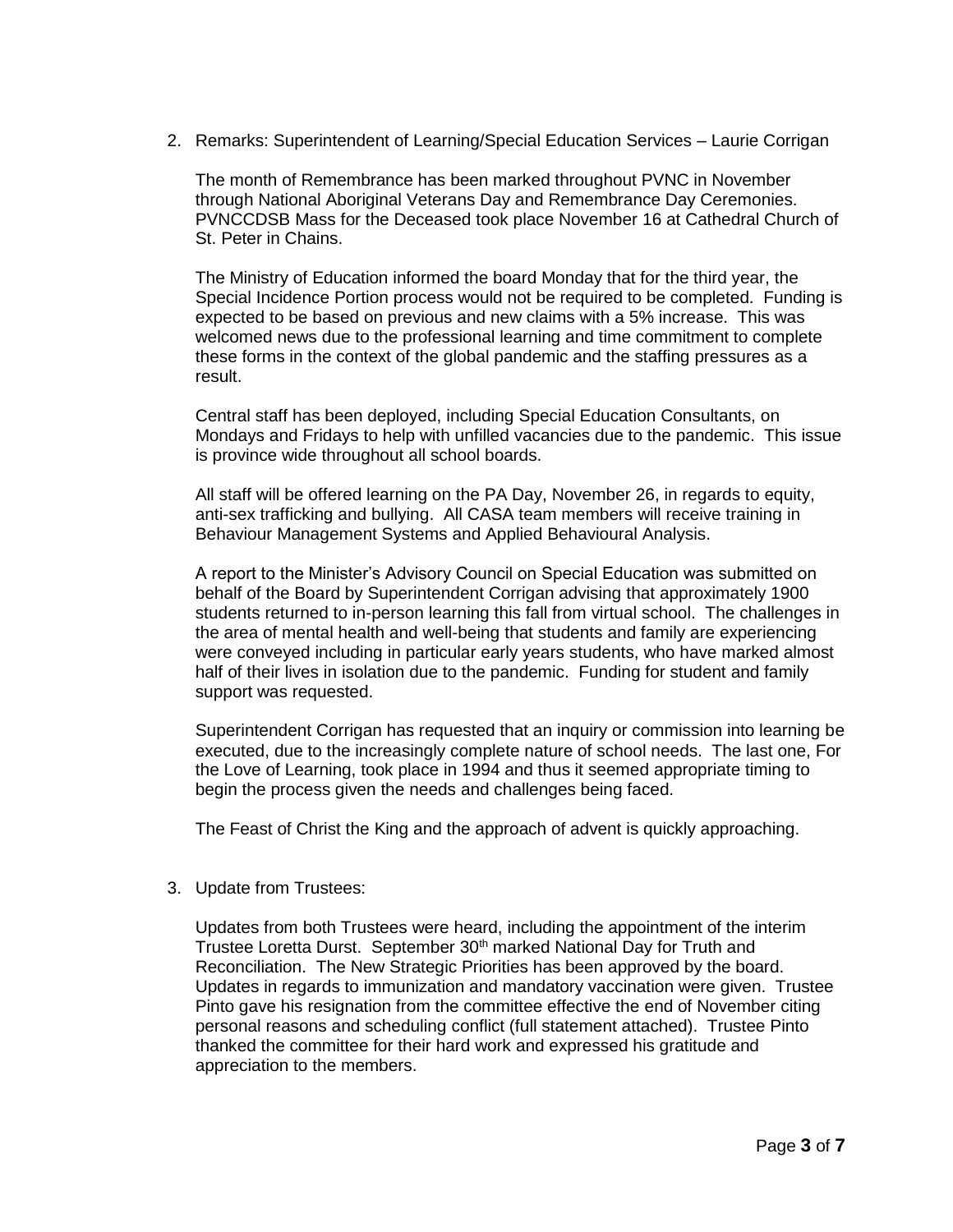2. Remarks: Superintendent of Learning/Special Education Services – Laurie Corrigan

   The month of Remembrance has been marked throughout PVNC in November through National Aboriginal Veterans Day and Remembrance Day Ceremonies. PVNCCDSB Mass for the Deceased took place November 16 at Cathedral Church of St. Peter in Chains.

   The Ministry of Education informed the board Monday that for the third year, the Special Incidence Portion process would not be required to be completed. Funding is expected to be based on previous and new claims with a 5% increase. This was welcomed news due to the professional learning and time commitment to complete these forms in the context of the global pandemic and the staffing pressures as a result.

   Central staff has been deployed, including Special Education Consultants, on Mondays and Fridays to help with unfilled vacancies due to the pandemic. This issue is province wide throughout all school boards.

   All staff will be offered learning on the PA Day, November 26, in regards to equity, anti-sex trafficking and bullying. All CASA team members will receive training in Behaviour Management Systems and Applied Behavioural Analysis.

   A report to the Minister's Advisory Council on Special Education was submitted on behalf of the Board by Superintendent Corrigan advising that approximately 1900 students returned to in-person learning this fall from virtual school. The challenges in the area of mental health and well-being that students and family are experiencing were conveyed including in particular early years students, who have marked almost half of their lives in isolation due to the pandemic. Funding for student and family support was requested.

   Superintendent Corrigan has requested that an inquiry or commission into learning be executed, due to the increasingly complete nature of school needs. The last one, For the Love of Learning, took place in 1994 and thus it seemed appropriate timing to begin the process given the needs and challenges being faced.

   The Feast of Christ the King and the approach of advent is quickly approaching.

3. Update from Trustees:

   Updates from both Trustees were heard, including the appointment of the interim Trustee Loretta Durst. September 30th marked National Day for Truth and Reconciliation. The New Strategic Priorities has been approved by the board. Updates in regards to immunization and mandatory vaccination were given. Trustee Pinto gave his resignation from the committee effective the end of November citing personal reasons and scheduling conflict (full statement attached). Trustee Pinto thanked the committee for their hard work and expressed his gratitude and appreciation to the members.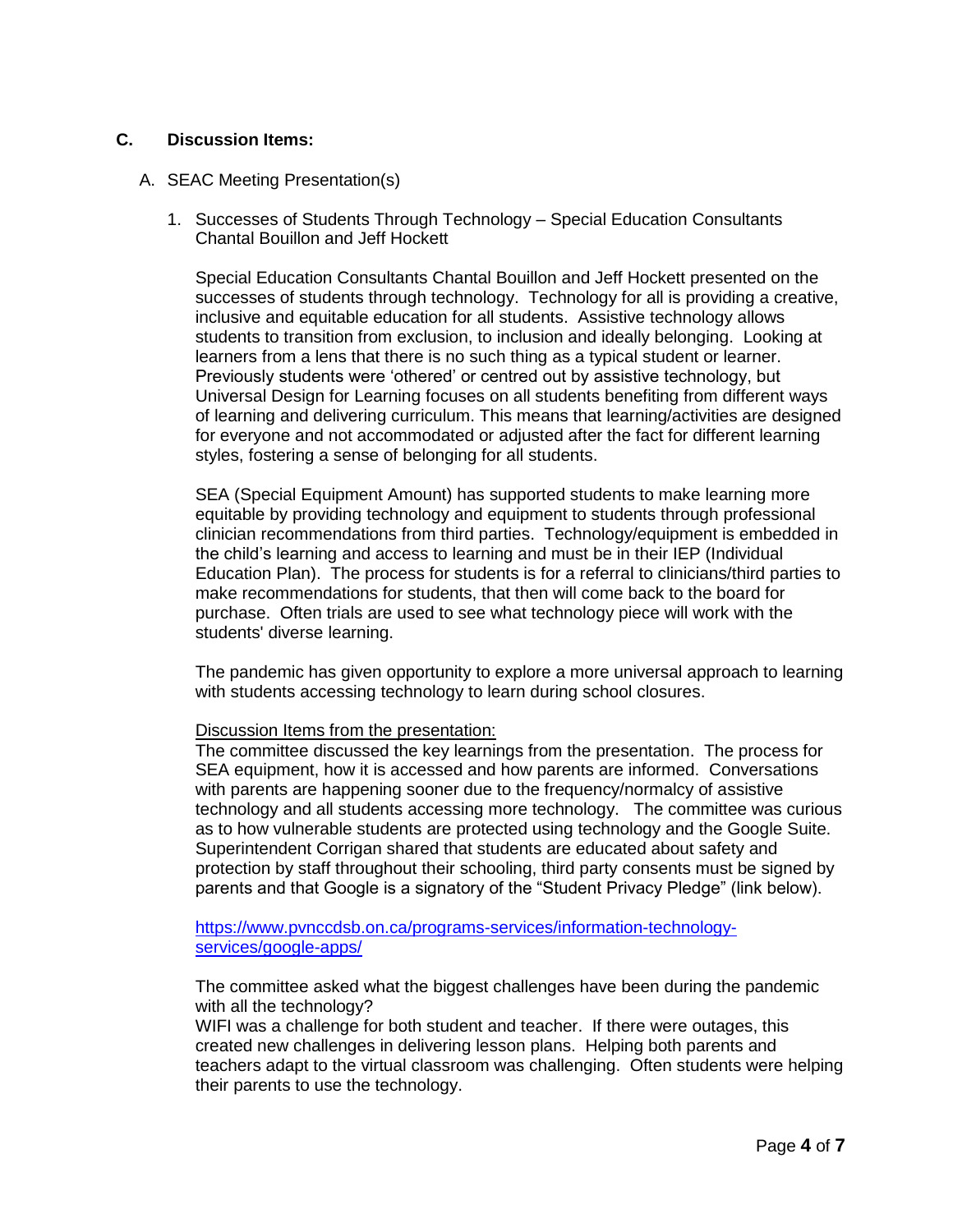## C. Discussion Items:

A. SEAC Meeting Presentation(s)

1. Successes of Students Through Technology – Special Education Consultants Chantal Bouillon and Jeff Hockett

   Special Education Consultants Chantal Bouillon and Jeff Hockett presented on the successes of students through technology. Technology for all is providing a creative, inclusive and equitable education for all students. Assistive technology allows students to transition from exclusion, to inclusion and ideally belonging. Looking at learners from a lens that there is no such thing as a typical student or learner. Previously students were 'othered' or centred out by assistive technology, but Universal Design for Learning focuses on all students benefiting from different ways of learning and delivering curriculum. This means that learning/activities are designed for everyone and not accommodated or adjusted after the fact for different learning styles, fostering a sense of belonging for all students.

   SEA (Special Equipment Amount) has supported students to make learning more equitable by providing technology and equipment to students through professional clinician recommendations from third parties. Technology/equipment is embedded in the child's learning and access to learning and must be in their IEP (Individual Education Plan). The process for students is for a referral to clinicians/third parties to make recommendations for students, that then will come back to the board for purchase. Often trials are used to see what technology piece will work with the students' diverse learning.

   The pandemic has given opportunity to explore a more universal approach to learning with students accessing technology to learn during school closures.

   <u>Discussion Items from the presentation:</u>
   The committee discussed the key learnings from the presentation. The process for SEA equipment, how it is accessed and how parents are informed. Conversations with parents are happening sooner due to the frequency/normalcy of assistive technology and all students accessing more technology. The committee was curious as to how vulnerable students are protected using technology and the Google Suite. Superintendent Corrigan shared that students are educated about safety and protection by staff throughout their schooling, third party consents must be signed by parents and that Google is a signatory of the "Student Privacy Pledge" (link below).

   https://www.pvnccdsb.on.ca/programs-services/information-technology-services/google-apps/

   The committee asked what the biggest challenges have been during the pandemic with all the technology?
   WIFI was a challenge for both student and teacher. If there were outages, this created new challenges in delivering lesson plans. Helping both parents and teachers adapt to the virtual classroom was challenging. Often students were helping their parents to use the technology.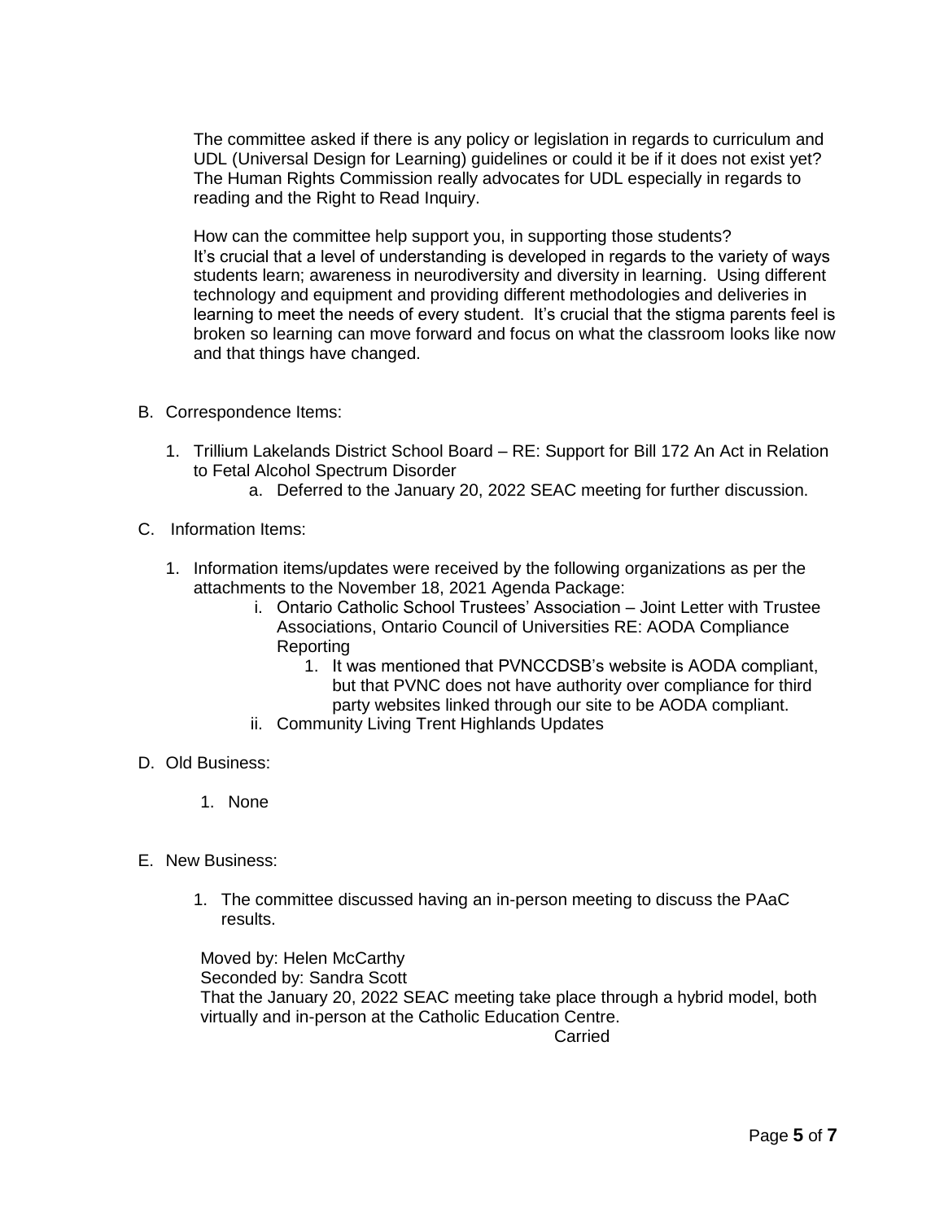The committee asked if there is any policy or legislation in regards to curriculum and UDL (Universal Design for Learning) guidelines or could it be if it does not exist yet? The Human Rights Commission really advocates for UDL especially in regards to reading and the Right to Read Inquiry.

How can the committee help support you, in supporting those students?
It's crucial that a level of understanding is developed in regards to the variety of ways students learn; awareness in neurodiversity and diversity in learning. Using different technology and equipment and providing different methodologies and deliveries in learning to meet the needs of every student. It's crucial that the stigma parents feel is broken so learning can move forward and focus on what the classroom looks like now and that things have changed.

B. Correspondence Items:

1. Trillium Lakelands District School Board – RE: Support for Bill 172 An Act in Relation to Fetal Alcohol Spectrum Disorder
   a. Deferred to the January 20, 2022 SEAC meeting for further discussion.

C. Information Items:

1. Information items/updates were received by the following organizations as per the attachments to the November 18, 2021 Agenda Package:
   i. Ontario Catholic School Trustees' Association – Joint Letter with Trustee Associations, Ontario Council of Universities RE: AODA Compliance Reporting
      1. It was mentioned that PVNCCDSB's website is AODA compliant, but that PVNC does not have authority over compliance for third party websites linked through our site to be AODA compliant.
   ii. Community Living Trent Highlands Updates

D. Old Business:

1. None

E. New Business:

1. The committee discussed having an in-person meeting to discuss the PAaC results.

Moved by: Helen McCarthy
Seconded by: Sandra Scott
That the January 20, 2022 SEAC meeting take place through a hybrid model, both virtually and in-person at the Catholic Education Centre.

Carried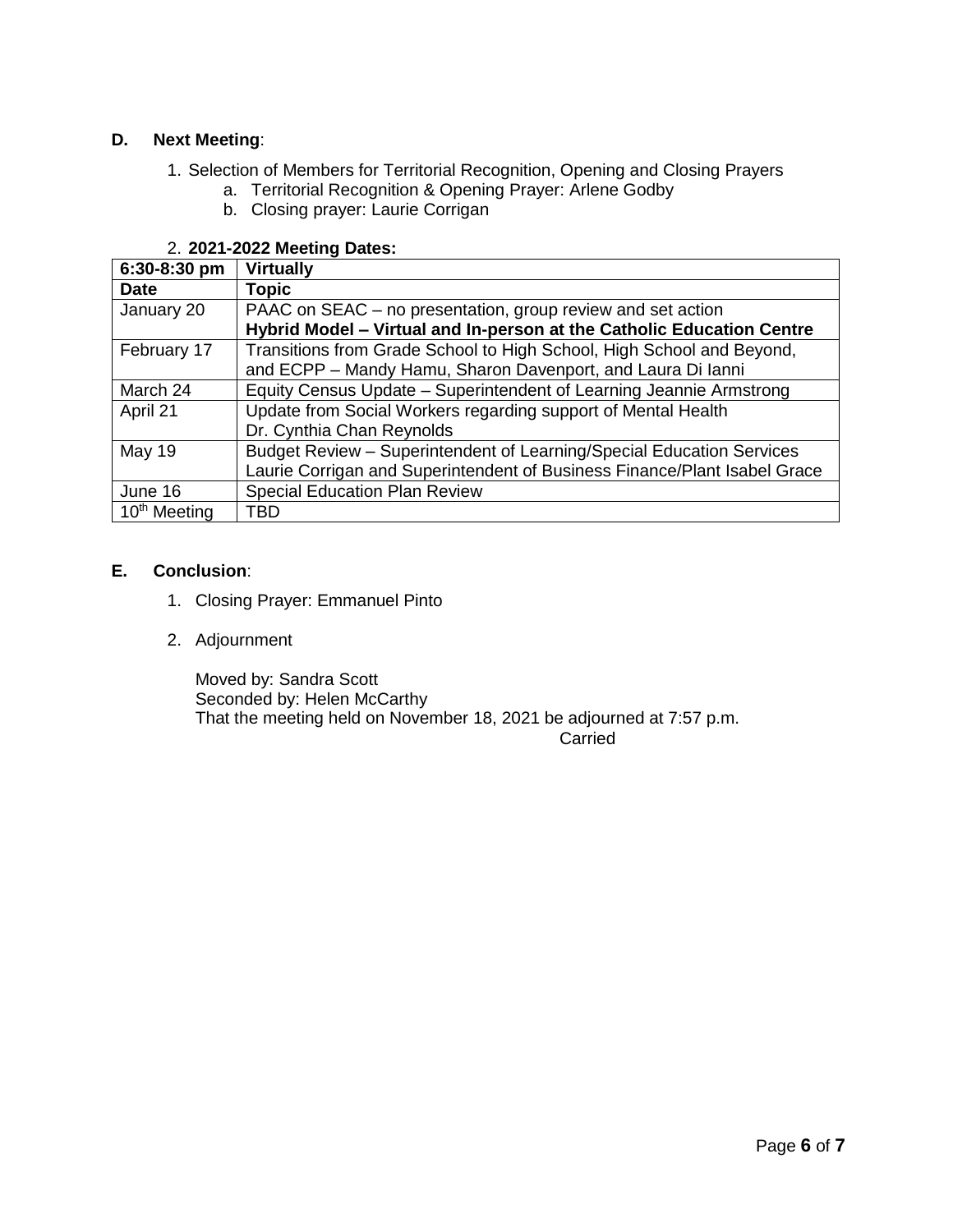## D. Next Meeting:

1. Selection of Members for Territorial Recognition, Opening and Closing Prayers
   a. Territorial Recognition & Opening Prayer: Arlene Godby
   b. Closing prayer: Laurie Corrigan

2. **2021-2022 Meeting Dates:**

| **6:30-8:30 pm** | **Virtually** |
|---|---|
| **Date** | **Topic** |
| January 20 | PAAC on SEAC – no presentation, group review and set action<br>**Hybrid Model – Virtual and In-person at the Catholic Education Centre** |
| February 17 | Transitions from Grade School to High School, High School and Beyond, and ECPP – Mandy Hamu, Sharon Davenport, and Laura Di Ianni |
| March 24 | Equity Census Update – Superintendent of Learning Jeannie Armstrong |
| April 21 | Update from Social Workers regarding support of Mental Health<br>Dr. Cynthia Chan Reynolds |
| May 19 | Budget Review – Superintendent of Learning/Special Education Services Laurie Corrigan and Superintendent of Business Finance/Plant Isabel Grace |
| June 16 | Special Education Plan Review |
| 10th Meeting | TBD |

## E. Conclusion:

1. Closing Prayer: Emmanuel Pinto

2. Adjournment

   Moved by: Sandra Scott
   Seconded by: Helen McCarthy
   That the meeting held on November 18, 2021 be adjourned at 7:57 p.m.

   Carried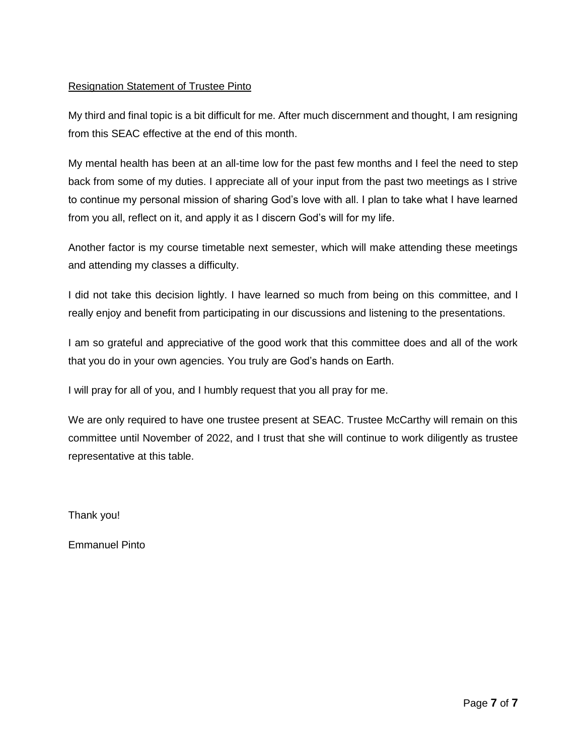Resignation Statement of Trustee Pinto

My third and final topic is a bit difficult for me. After much discernment and thought, I am resigning from this SEAC effective at the end of this month.

My mental health has been at an all-time low for the past few months and I feel the need to step back from some of my duties. I appreciate all of your input from the past two meetings as I strive to continue my personal mission of sharing God's love with all. I plan to take what I have learned from you all, reflect on it, and apply it as I discern God's will for my life.

Another factor is my course timetable next semester, which will make attending these meetings and attending my classes a difficulty.

I did not take this decision lightly. I have learned so much from being on this committee, and I really enjoy and benefit from participating in our discussions and listening to the presentations.

I am so grateful and appreciative of the good work that this committee does and all of the work that you do in your own agencies. You truly are God's hands on Earth.

I will pray for all of you, and I humbly request that you all pray for me.

We are only required to have one trustee present at SEAC. Trustee McCarthy will remain on this committee until November of 2022, and I trust that she will continue to work diligently as trustee representative at this table.

Thank you!

Emmanuel Pinto